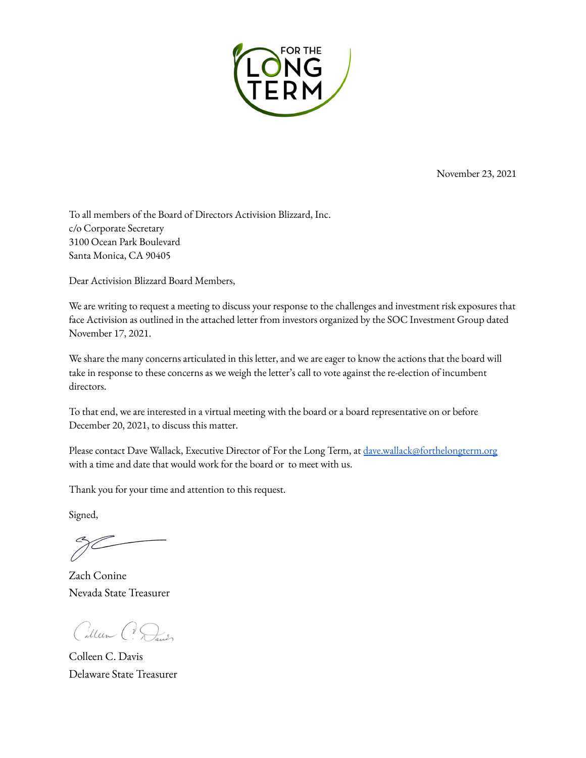FOR THE LONG TERM

November 23, 2021

To all members of the Board of Directors Activision Blizzard, Inc.
c/o Corporate Secretary
3100 Ocean Park Boulevard
Santa Monica, CA 90405

Dear Activision Blizzard Board Members,

We are writing to request a meeting to discuss your response to the challenges and investment risk exposures that face Activision as outlined in the attached letter from investors organized by the SOC Investment Group dated November 17, 2021.

We share the many concerns articulated in this letter, and we are eager to know the actions that the board will take in response to these concerns as we weigh the letter's call to vote against the re-election of incumbent directors.

To that end, we are interested in a virtual meeting with the board or a board representative on or before December 20, 2021, to discuss this matter.

Please contact Dave Wallack, Executive Director of For the Long Term, at dave.wallack@forthelongterm.org with a time and date that would work for the board or  to meet with us.

Thank you for your time and attention to this request.

Signed,

Zach Conine
Nevada State Treasurer

Colleen C. Davis
Delaware State Treasurer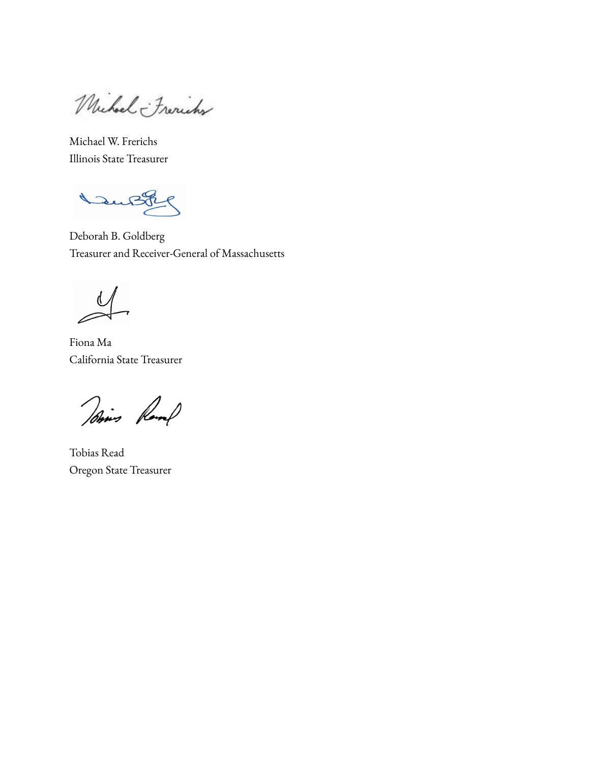Michael W. Frerichs
Illinois State Treasurer

Deborah B. Goldberg
Treasurer and Receiver-General of Massachusetts

Fiona Ma
California State Treasurer

Tobias Read
Oregon State Treasurer